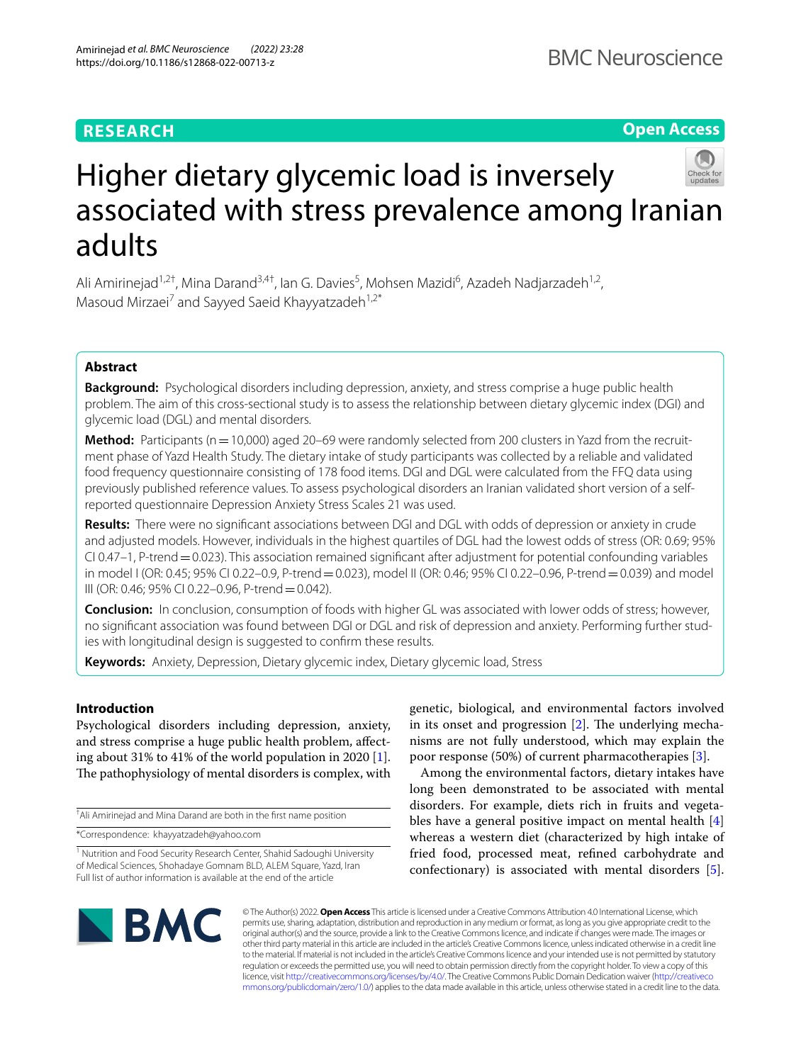RESEARCH

Open Access

# Higher dietary glycemic load is inversely associated with stress prevalence among Iranian adults

Ali Amirinejad[1,2†], Mina Darand[3,4†], Ian G. Davies[5], Mohsen Mazidi[6], Azadeh Nadjarzadeh[1,2], Masoud Mirzaei[7] and Sayyed Saeid Khayyatzadeh[1,2*]

## Abstract

**Background:** Psychological disorders including depression, anxiety, and stress comprise a huge public health problem. The aim of this cross-sectional study is to assess the relationship between dietary glycemic index (DGI) and glycemic load (DGL) and mental disorders.

**Method:** Participants (n = 10,000) aged 20–69 were randomly selected from 200 clusters in Yazd from the recruitment phase of Yazd Health Study. The dietary intake of study participants was collected by a reliable and validated food frequency questionnaire consisting of 178 food items. DGI and DGL were calculated from the FFQ data using previously published reference values. To assess psychological disorders an Iranian validated short version of a self-reported questionnaire Depression Anxiety Stress Scales 21 was used.

**Results:** There were no significant associations between DGI and DGL with odds of depression or anxiety in crude and adjusted models. However, individuals in the highest quartiles of DGL had the lowest odds of stress (OR: 0.69; 95% CI 0.47–1, P-trend = 0.023). This association remained significant after adjustment for potential confounding variables in model I (OR: 0.45; 95% CI 0.22–0.9, P-trend = 0.023), model II (OR: 0.46; 95% CI 0.22–0.96, P-trend = 0.039) and model III (OR: 0.46; 95% CI 0.22–0.96, P-trend = 0.042).

**Conclusion:** In conclusion, consumption of foods with higher GL was associated with lower odds of stress; however, no significant association was found between DGI or DGL and risk of depression and anxiety. Performing further studies with longitudinal design is suggested to confirm these results.

**Keywords:** Anxiety, Depression, Dietary glycemic index, Dietary glycemic load, Stress

## Introduction

Psychological disorders including depression, anxiety, and stress comprise a huge public health problem, affecting about 31% to 41% of the world population in 2020 [1]. The pathophysiology of mental disorders is complex, with genetic, biological, and environmental factors involved in its onset and progression [2]. The underlying mechanisms are not fully understood, which may explain the poor response (50%) of current pharmacotherapies [3].

Among the environmental factors, dietary intakes have long been demonstrated to be associated with mental disorders. For example, diets rich in fruits and vegetables have a general positive impact on mental health [4] whereas a western diet (characterized by high intake of fried food, processed meat, refined carbohydrate and confectionary) is associated with mental disorders [5].

†Ali Amirinejad and Mina Darand are both in the first name position

*Correspondence: khayyatzadeh@yahoo.com

[1] Nutrition and Food Security Research Center, Shahid Sadoughi University of Medical Sciences, Shohadaye Gomnam BLD, ALEM Square, Yazd, Iran
Full list of author information is available at the end of the article

© The Author(s) 2022. **Open Access** This article is licensed under a Creative Commons Attribution 4.0 International License, which permits use, sharing, adaptation, distribution and reproduction in any medium or format, as long as you give appropriate credit to the original author(s) and the source, provide a link to the Creative Commons licence, and indicate if changes were made. The images or other third party material in this article are included in the article's Creative Commons licence, unless indicated otherwise in a credit line to the material. If material is not included in the article's Creative Commons licence and your intended use is not permitted by statutory regulation or exceeds the permitted use, you will need to obtain permission directly from the copyright holder. To view a copy of this licence, visit http://creativecommons.org/licenses/by/4.0/. The Creative Commons Public Domain Dedication waiver (http://creativecommons.org/publicdomain/zero/1.0/) applies to the data made available in this article, unless otherwise stated in a credit line to the data.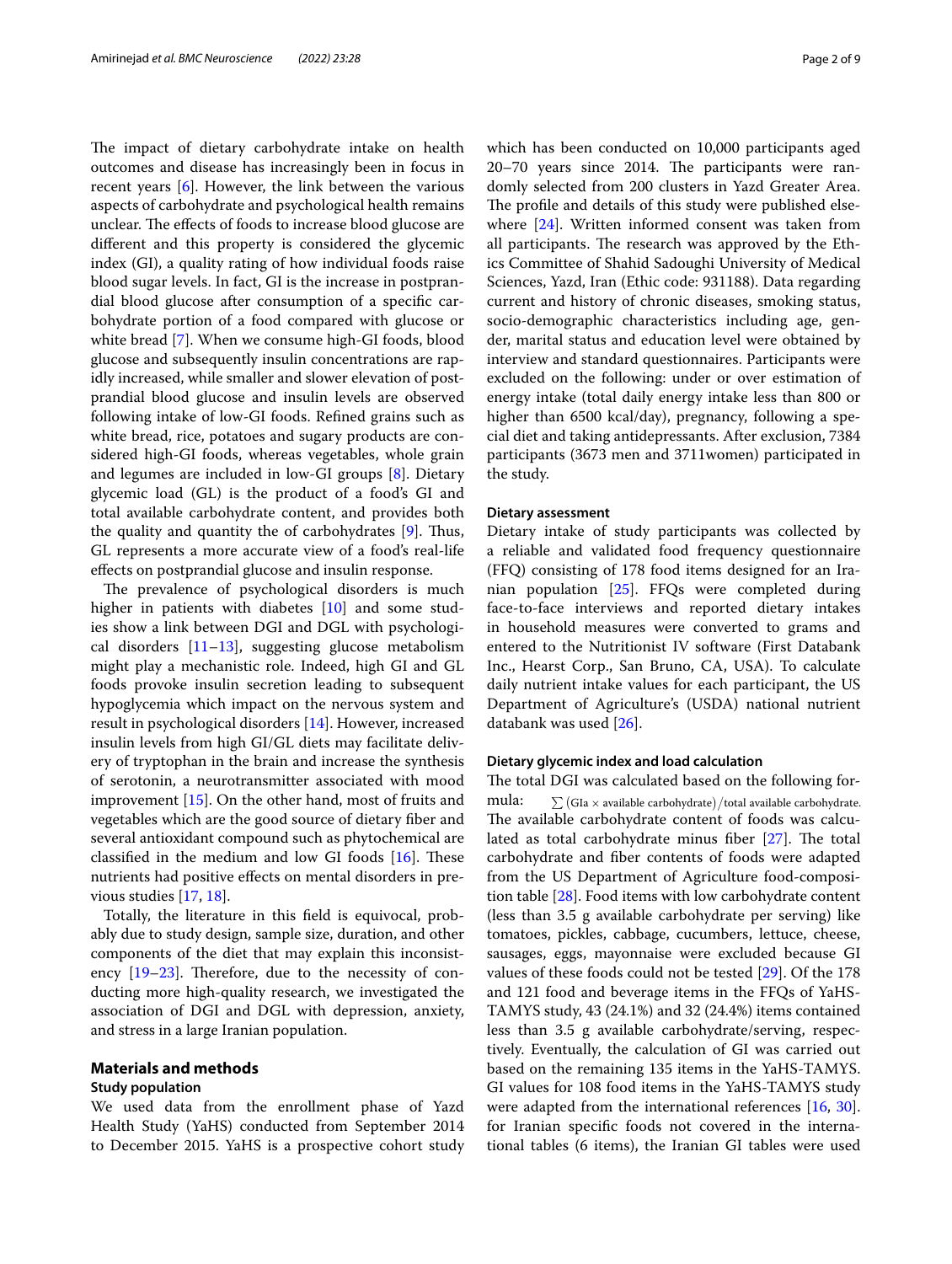The impact of dietary carbohydrate intake on health outcomes and disease has increasingly been in focus in recent years [6]. However, the link between the various aspects of carbohydrate and psychological health remains unclear. The effects of foods to increase blood glucose are different and this property is considered the glycemic index (GI), a quality rating of how individual foods raise blood sugar levels. In fact, GI is the increase in postprandial blood glucose after consumption of a specific carbohydrate portion of a food compared with glucose or white bread [7]. When we consume high-GI foods, blood glucose and subsequently insulin concentrations are rapidly increased, while smaller and slower elevation of postprandial blood glucose and insulin levels are observed following intake of low-GI foods. Refined grains such as white bread, rice, potatoes and sugary products are considered high-GI foods, whereas vegetables, whole grain and legumes are included in low-GI groups [8]. Dietary glycemic load (GL) is the product of a food's GI and total available carbohydrate content, and provides both the quality and quantity the of carbohydrates [9]. Thus, GL represents a more accurate view of a food's real-life effects on postprandial glucose and insulin response.

The prevalence of psychological disorders is much higher in patients with diabetes [10] and some studies show a link between DGI and DGL with psychological disorders [11–13], suggesting glucose metabolism might play a mechanistic role. Indeed, high GI and GL foods provoke insulin secretion leading to subsequent hypoglycemia which impact on the nervous system and result in psychological disorders [14]. However, increased insulin levels from high GI/GL diets may facilitate delivery of tryptophan in the brain and increase the synthesis of serotonin, a neurotransmitter associated with mood improvement [15]. On the other hand, most of fruits and vegetables which are the good source of dietary fiber and several antioxidant compound such as phytochemical are classified in the medium and low GI foods [16]. These nutrients had positive effects on mental disorders in previous studies [17, 18].

Totally, the literature in this field is equivocal, probably due to study design, sample size, duration, and other components of the diet that may explain this inconsistency [19–23]. Therefore, due to the necessity of conducting more high-quality research, we investigated the association of DGI and DGL with depression, anxiety, and stress in a large Iranian population.

## Materials and methods

### Study population

We used data from the enrollment phase of Yazd Health Study (YaHS) conducted from September 2014 to December 2015. YaHS is a prospective cohort study which has been conducted on 10,000 participants aged 20–70 years since 2014. The participants were randomly selected from 200 clusters in Yazd Greater Area. The profile and details of this study were published elsewhere [24]. Written informed consent was taken from all participants. The research was approved by the Ethics Committee of Shahid Sadoughi University of Medical Sciences, Yazd, Iran (Ethic code: 931188). Data regarding current and history of chronic diseases, smoking status, socio-demographic characteristics including age, gender, marital status and education level were obtained by interview and standard questionnaires. Participants were excluded on the following: under or over estimation of energy intake (total daily energy intake less than 800 or higher than 6500 kcal/day), pregnancy, following a special diet and taking antidepressants. After exclusion, 7384 participants (3673 men and 3711women) participated in the study.

### Dietary assessment

Dietary intake of study participants was collected by a reliable and validated food frequency questionnaire (FFQ) consisting of 178 food items designed for an Iranian population [25]. FFQs were completed during face-to-face interviews and reported dietary intakes in household measures were converted to grams and entered to the Nutritionist IV software (First Databank Inc., Hearst Corp., San Bruno, CA, USA). To calculate daily nutrient intake values for each participant, the US Department of Agriculture's (USDA) national nutrient databank was used [26].

### Dietary glycemic index and load calculation

The total DGI was calculated based on the following formula: $\sum(\text{GIa} \times \text{available carbohydrate})/\text{total available carbohydrate}$. The available carbohydrate content of foods was calculated as total carbohydrate minus fiber [27]. The total carbohydrate and fiber contents of foods were adapted from the US Department of Agriculture food-composition table [28]. Food items with low carbohydrate content (less than 3.5 g available carbohydrate per serving) like tomatoes, pickles, cabbage, cucumbers, lettuce, cheese, sausages, eggs, mayonnaise were excluded because GI values of these foods could not be tested [29]. Of the 178 and 121 food and beverage items in the FFQs of YaHS-TAMYS study, 43 (24.1%) and 32 (24.4%) items contained less than 3.5 g available carbohydrate/serving, respectively. Eventually, the calculation of GI was carried out based on the remaining 135 items in the YaHS-TAMYS. GI values for 108 food items in the YaHS-TAMYS study were adapted from the international references [16, 30]. for Iranian specific foods not covered in the international tables (6 items), the Iranian GI tables were used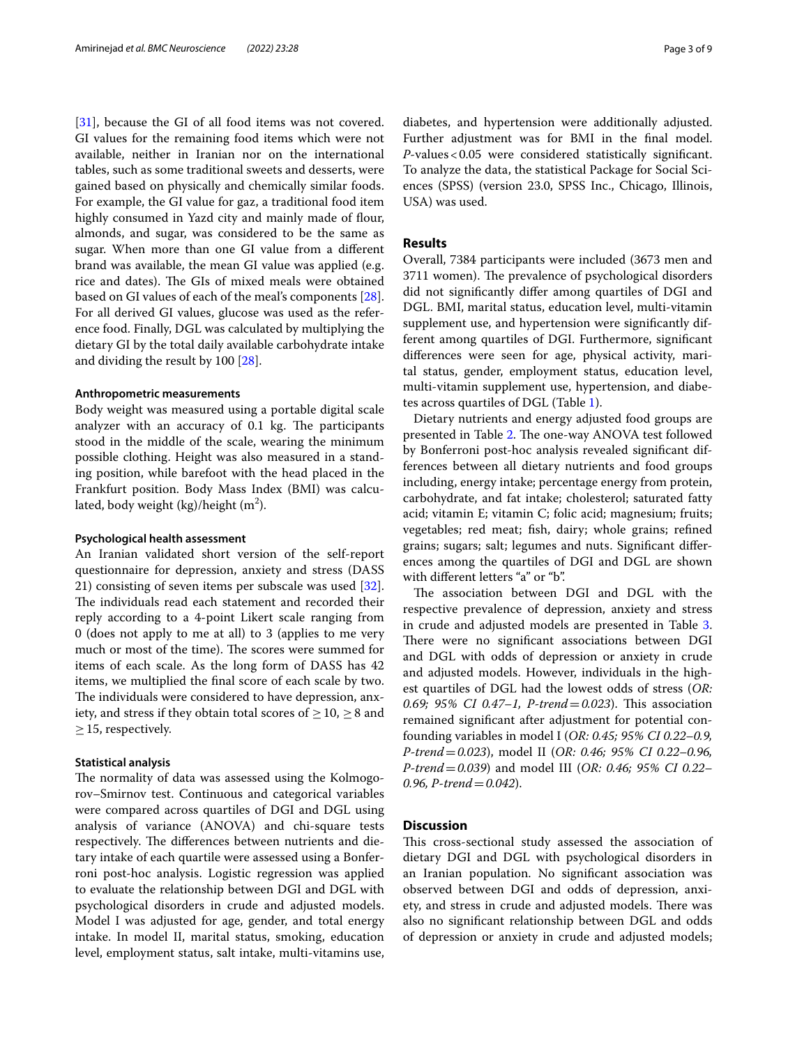[31], because the GI of all food items was not covered. GI values for the remaining food items which were not available, neither in Iranian nor on the international tables, such as some traditional sweets and desserts, were gained based on physically and chemically similar foods. For example, the GI value for gaz, a traditional food item highly consumed in Yazd city and mainly made of flour, almonds, and sugar, was considered to be the same as sugar. When more than one GI value from a different brand was available, the mean GI value was applied (e.g. rice and dates). The GIs of mixed meals were obtained based on GI values of each of the meal's components [28]. For all derived GI values, glucose was used as the reference food. Finally, DGL was calculated by multiplying the dietary GI by the total daily available carbohydrate intake and dividing the result by 100 [28].

#### Anthropometric measurements

Body weight was measured using a portable digital scale analyzer with an accuracy of 0.1 kg. The participants stood in the middle of the scale, wearing the minimum possible clothing. Height was also measured in a standing position, while barefoot with the head placed in the Frankfurt position. Body Mass Index (BMI) was calculated, body weight (kg)/height ($m^2$).

#### Psychological health assessment

An Iranian validated short version of the self-report questionnaire for depression, anxiety and stress (DASS 21) consisting of seven items per subscale was used [32]. The individuals read each statement and recorded their reply according to a 4-point Likert scale ranging from 0 (does not apply to me at all) to 3 (applies to me very much or most of the time). The scores were summed for items of each scale. As the long form of DASS has 42 items, we multiplied the final score of each scale by two. The individuals were considered to have depression, anxiety, and stress if they obtain total scores of $\geq 10$, $\geq 8$ and $\geq 15$, respectively.

#### Statistical analysis

The normality of data was assessed using the Kolmogorov–Smirnov test. Continuous and categorical variables were compared across quartiles of DGI and DGL using analysis of variance (ANOVA) and chi-square tests respectively. The differences between nutrients and dietary intake of each quartile were assessed using a Bonferroni post-hoc analysis. Logistic regression was applied to evaluate the relationship between DGI and DGL with psychological disorders in crude and adjusted models. Model I was adjusted for age, gender, and total energy intake. In model II, marital status, smoking, education level, employment status, salt intake, multi-vitamins use, diabetes, and hypertension were additionally adjusted. Further adjustment was for BMI in the final model. *P*-values $< 0.05$ were considered statistically significant. To analyze the data, the statistical Package for Social Sciences (SPSS) (version 23.0, SPSS Inc., Chicago, Illinois, USA) was used.

## Results

Overall, 7384 participants were included (3673 men and 3711 women). The prevalence of psychological disorders did not significantly differ among quartiles of DGI and DGL. BMI, marital status, education level, multi-vitamin supplement use, and hypertension were significantly different among quartiles of DGI. Furthermore, significant differences were seen for age, physical activity, marital status, gender, employment status, education level, multi-vitamin supplement use, hypertension, and diabetes across quartiles of DGL (Table 1).

Dietary nutrients and energy adjusted food groups are presented in Table 2. The one-way ANOVA test followed by Bonferroni post-hoc analysis revealed significant differences between all dietary nutrients and food groups including, energy intake; percentage energy from protein, carbohydrate, and fat intake; cholesterol; saturated fatty acid; vitamin E; vitamin C; folic acid; magnesium; fruits; vegetables; red meat; fish, dairy; whole grains; refined grains; sugars; salt; legumes and nuts. Significant differences among the quartiles of DGI and DGL are shown with different letters "a" or "b".

The association between DGI and DGL with the respective prevalence of depression, anxiety and stress in crude and adjusted models are presented in Table 3. There were no significant associations between DGI and DGL with odds of depression or anxiety in crude and adjusted models. However, individuals in the highest quartiles of DGL had the lowest odds of stress (*OR: 0.69; 95% CI 0.47–1, P-trend = 0.023*). This association remained significant after adjustment for potential confounding variables in model I (*OR: 0.45; 95% CI 0.22–0.9, P-trend = 0.023*), model II (*OR: 0.46; 95% CI 0.22–0.96, P-trend = 0.039*) and model III (*OR: 0.46; 95% CI 0.22–0.96, P-trend = 0.042*).

## Discussion

This cross-sectional study assessed the association of dietary DGI and DGL with psychological disorders in an Iranian population. No significant association was observed between DGI and odds of depression, anxiety, and stress in crude and adjusted models. There was also no significant relationship between DGL and odds of depression or anxiety in crude and adjusted models;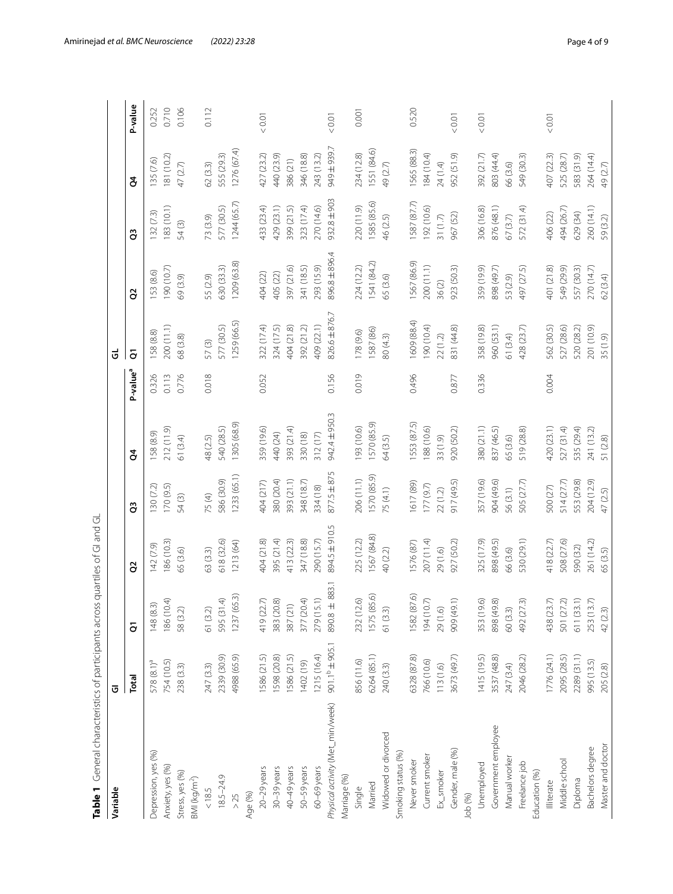**Table 1** General characteristics of participants across quartiles of GI and GL

| Variable | GI | | | | | | GL | | | | |
|---|---|---|---|---|---|---|---|---|---|---|---|
| | Total | Q1 | Q2 | Q3 | Q4 | P-value[a] | Q1 | Q2 | Q3 | Q4 | P-value |
| Depression, yes (%) | 578 (8.1)[a] | 148 (8.3) | 142 (7.9) | 130 (7.2) | 158 (8.9) | 0.326 | 158 (8.8) | 153 (8.6) | 132 (7.3) | 135 (7.6) | 0.252 |
| Anxiety, yes (%) | 754 (10.5) | 186 (10.4) | 186 (10.3) | 170 (9.5) | 212 (11.9) | 0.113 | 200 (11.1) | 190 (10.7) | 183 (10.1) | 181 (10.2) | 0.710 |
| Stress, yes (%) | 238 (3.3) | 58 (3.2) | 65 (3.6) | 54 (3) | 61 (3.4) | 0.776 | 68 (3.8) | 69 (3.9) | 54 (3) | 47 (2.7) | 0.106 |
| BMI (kg/m$^2$) | | | | | | | | | | | |
| < 18.5 | 247 (3.3) | 61 (3.2) | 63 (3.3) | 75 (4) | 48 (2.5) | 0.018 | 57 (3) | 55 (2.9) | 73 (3.9) | 62 (3.3) | 0.112 |
| 18.5–24.9 | 2339 (30.9) | 595 (31.4) | 618 (32.6) | 586 (30.9) | 540 (28.5) | | 577 (30.5) | 630 (33.3) | 577 (30.5) | 555 (29.3) | |
| > 25 | 4988 (65.9) | 1237 (65.3) | 1213 (64) | 1233 (65.1) | 1305 (68.9) | | 1259 (66.5) | 1209 (63.8) | 1244 (65.7) | 1276 (67.4) | |
| Age (%) | | | | | | | | | | | |
| 20–29 years | 1586 (21.5) | 419 (22.7) | 404 (21.8) | 404 (21.7) | 359 (19.6) | 0.052 | 322 (17.4) | 404 (22) | 433 (23.4) | 427 (23.2) | < 0.01 |
| 30–39 years | 1598 (20.8) | 383 (20.8) | 395 (21.4) | 380 (20.4) | 440 (24) | | 324 (17.5) | 405 (22) | 429 (23.1) | 440 (23.9) | |
| 40–49 years | 1586 (21.5) | 387 (21) | 413 (22.3) | 393 (21.1) | 393 (21.4) | | 404 (21.8) | 397 (21.6) | 399 (21.5) | 386 (21) | |
| 50–59 years | 1402 (19) | 377 (20.4) | 347 (18.8) | 348 (18.7) | 330 (18) | | 392 (21.2) | 341 (18.5) | 323 (17.4) | 346 (18.8) | |
| 60–69 years | 1215 (16.4) | 279 (15.1) | 290 (15.7) | 334 (18) | 312 (17) | | 409 (22.1) | 293 (15.9) | 270 (14.6) | 243 (13.2) | |
| *Physical activity* (Met_min/week) | 901.1[b] ± 905.1 | 890.8 ± 883.1 | 894.5 ± 910.5 | 877.5 ± 875 | 942.4 ± 950.3 | 0.156 | 826.6 ± 876.7 | 896.8 ± 896.4 | 932.8 ± 903 | 949 ± 939.7 | < 0.01 |
| Marriage (%) | | | | | | | | | | | |
| Single | 856 (11.6) | 232 (12.6) | 225 (12.2) | 206 (11.1) | 193 (10.6) | 0.019 | 178 (9.6) | 224 (12.2) | 220 (11.9) | 234 (12.8) | 0.001 |
| Married | 6264 (85.1) | 1575 (85.6) | 1567 (84.8) | 1570 (85.9) | 1570 (85.9) | | 1587 (86) | 1541 (84.2) | 1585 (85.6) | 1551 (84.6) | |
| Widowed or divorced | 240 (3.3) | 61 (3.3) | 40 (2.2) | 75 (4.1) | 64 (3.5) | | 80 (4.3) | 65 (3.6) | 46 (2.5) | 49 (2.7) | |
| Smoking status (%) | | | | | | | | | | | |
| Never smoker | 6328 (87.8) | 1582 (87.6) | 1576 (87) | 1617 (89) | 1553 (87.5) | 0.496 | 1609 (88.4) | 1567 (86.9) | 1587 (87.7) | 1565 (88.3) | 0.520 |
| Current smoker | 766 (10.6) | 194 (10.7) | 207 (11.4) | 177 (9.7) | 188 (10.6) | | 190 (10.4) | 200 (11.1) | 192 (10.6) | 184 (10.4) | |
| Ex_smoker | 113 (1.6) | 29 (1.6) | 29 (1.6) | 22 (1.2) | 33 (1.9) | | 22 (1.2) | 36 (2) | 31 (1.7) | 24 (1.4) | |
| Gender, male (%) | 3673 (49.7) | 909 (49.1) | 927 (50.2) | 917 (49.5) | 920 (50.2) | 0.877 | 831 (44.8) | 923 (50.3) | 967 (52) | 952 (51.9) | < 0.01 |
| Job (%) | | | | | | | | | | | |
| Unemployed | 1415 (19.5) | 353 (19.6) | 325 (17.9) | 357 (19.6) | 380 (21.1) | 0.336 | 358 (19.8) | 359 (19.9) | 306 (16.8) | 392 (21.7) | < 0.01 |
| Government employee | 3537 (48.8) | 898 (49.8) | 898 (49.5) | 904 (49.6) | 837 (46.5) | | 960 (53.1) | 898 (49.7) | 876 (48.1) | 803 (44.4) | |
| Manual worker | 247 (3.4) | 60 (3.3) | 66 (3.6) | 56 (3.1) | 65 (3.6) | | 61 (3.4) | 53 (2.9) | 67 (3.7) | 66 (3.6) | |
| Freelance job | 2046 (28.2) | 492 (27.3) | 530 (29.1) | 505 (27.7) | 519 (28.8) | | 428 (23.7) | 497 (27.5) | 572 (31.4) | 549 (30.3) | |
| Education (%) | | | | | | | | | | | |
| Illiterate | 1776 (24.1) | 438 (23.7) | 418 (22.7) | 500 (27) | 420 (23.1) | 0.004 | 562 (30.5) | 401 (21.8) | 406 (22) | 407 (22.3) | < 0.01 |
| Middle school | 2095 (28.5) | 501 (27.2) | 508 (27.6) | 514 (27.7) | 527 (31.4) | | 527 (28.6) | 549 (29.9) | 494 (26.7) | 525 (28.7) | |
| Diploma | 2289 (31.1) | 611 (33.1) | 590 (32) | 553 (29.8) | 535 (29.4) | | 520 (28.2) | 557 (30.3) | 629 (34) | 583 (31.9) | |
| Bachelors degree | 995 (13.5) | 253 (13.7) | 261 (14.2) | 204 (12.9) | 241 (13.2) | | 201 (10.9) | 270 (14.7) | 260 (14.1) | 264 (14.4) | |
| Master and doctor | 205 (2.8) | 42 (2.3) | 65 (3.5) | 47 (2.5) | 51 (2.8) | | 35 (1.9) | 62 (3.4) | 59 (3.2) | 49 (2.7) | |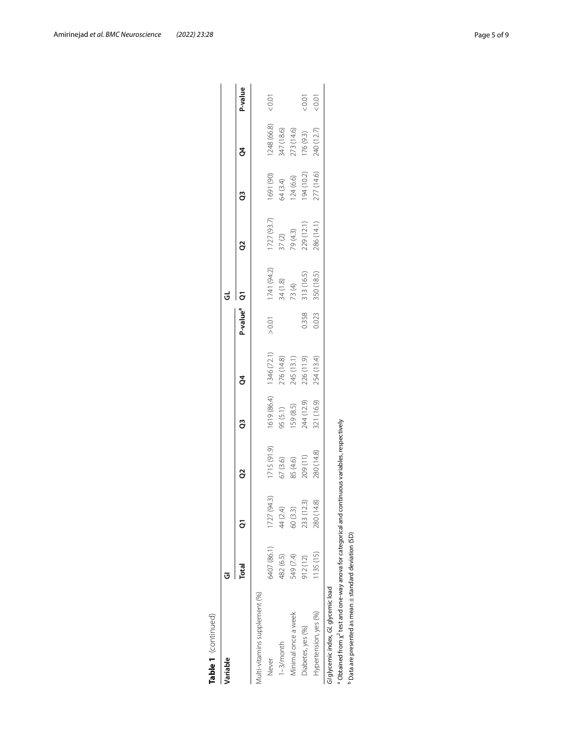**Table 1** (continued)

| Variable | GI | | | | | | GL | | | | |
|---|---|---|---|---|---|---|---|---|---|---|---|
| | Total | Q1 | Q2 | Q3 | Q4 | P-value[a] | Q1 | Q2 | Q3 | Q4 | P-value |
| Multi-vitamins supplement (%) | | | | | | | | | | | |
| Never | 6407 (86.1) | 1727 (94.3) | 1715 (91.9) | 1619 (86.4) | 1346 (72.1) | > 0.01 | 1741 (94.2) | 1727 (93.7) | 1691 (90) | 1248 (66.8) | < 0.01 |
| 1–3/month | 482 (6.5) | 44 (2.4) | 67 (3.6) | 95 (5.1) | 276 (14.8) | | 34 (1.8) | 37 (2) | 64 (3.4) | 347 (18.6) | |
| Minimal once a week | 549 (7.4) | 60 (3.3) | 85 (4.6) | 159 (8.5) | 245 (13.1) | | 73 (4) | 79 (4.3) | 124 (6.6) | 273 (14.6) | |
| Diabetes, yes (%) | 912 (12) | 233 (12.3) | 209 (11) | 244 (12.9) | 226 (11.9) | 0.358 | 313 (16.5) | 229 (12.1) | 194 (10.2) | 176 (9.3) | < 0.01 |
| Hypertension, yes (%) | 1135 (15) | 280 (14.8) | 280 (14.8) | 321 (16.9) | 254 (13.4) | 0.023 | 350 (18.5) | 286 (14.1) | 277 (14.6) | 240 (12.7) | < 0.01 |

*GI* glycemic index, *GL* glycemic load

[a] Obtained from $\chi^2$ test and one-way anova for categorical and continuous variables, respectively

[b] Data are presented as mean ± standard deviation (SD)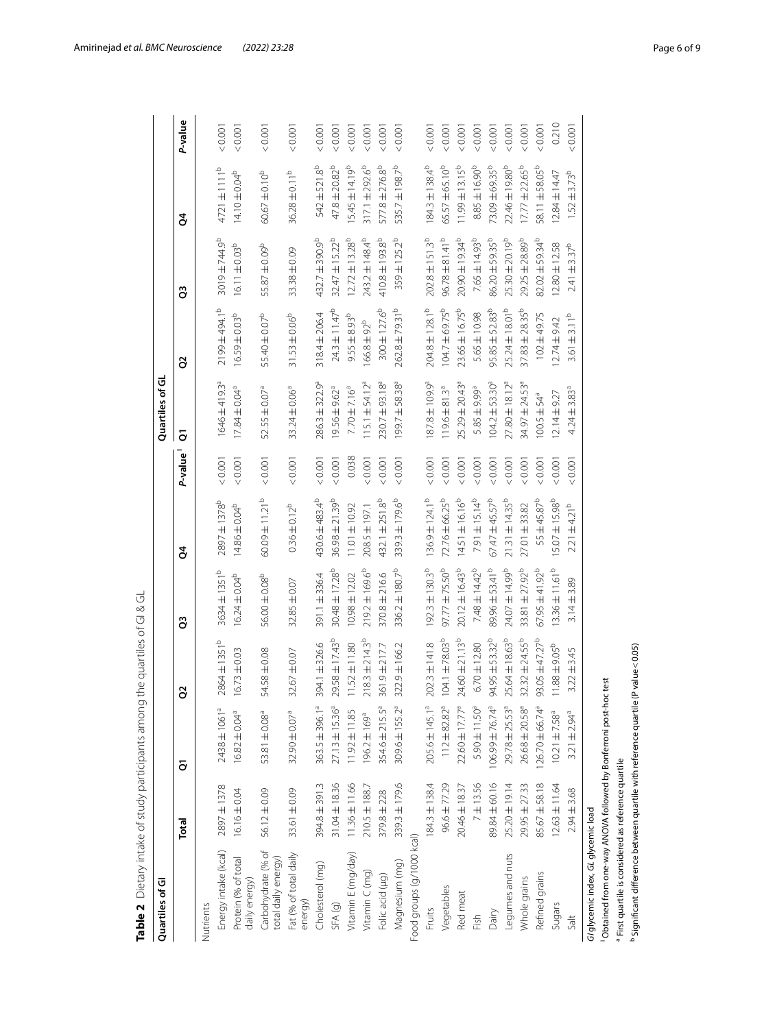**Table 2** Dietary intake of study participants among the quartiles of GI & GL

| Quartiles of GI | | | | | | | Quartiles of GL | | | | |
|---|---|---|---|---|---|---|---|---|---|---|---|
| | Total | Q1 | Q2 | Q3 | Q4 | P-value [1] | Q1 | Q2 | Q3 | Q4 | P-value |
| Nutrients | | | | | | | | | | | |
| Energy intake (kcal) | 2897 ± 1378 | 2438 ± 1061[a] | 2864 ± 1351[b] | 3634 ± 1351[b] | 2897 ± 1378[b] | < 0.001 | 1646 ± 419.3[a] | 2199 ± 494.1[b] | 3019 ± 744.9[b] | 4721 ± 1111[b] | < 0.001 |
| Protein (% of total daily energy) | 16.16 ± 0.04 | 16.82 ± 0.04[a] | 16.73 ± 0.03 | 16.24 ± 0.04[b] | 14.86 ± 0.04[b] | < 0.001 | 17.84 ± 0.04[a] | 16.59 ± 0.03[b] | 16.11 ± 0.03[b] | 14.10 ± 0.04[b] | < 0.001 |
| Carbohydrate (% of total daily energy) | 56.12 ± 0.09 | 53.81 ± 0.08[a] | 54.58 ± 0.08 | 56.00 ± 0.08[b] | 60.09 ± 11.21[b] | < 0.001 | 52.55 ± 0.07[a] | 55.40 ± 0.07[b] | 55.87 ± 0.09[b] | 60.67 ± 0.10[b] | < 0.001 |
| Fat (% of total daily energy) | 33.61 ± 0.09 | 32.90 ± 0.07[a] | 32.67 ± 0.07 | 32.85 ± 0.07 | 0.36 ± 0.12[b] | < 0.001 | 33.24 ± 0.06[a] | 31.53 ± 0.06[b] | 33.38 ± 0.09 | 36.28 ± 0.11[b] | < 0.001 |
| Cholesterol (mg) | 394.8 ± 391.3 | 363.5 ± 396.1[a] | 394.1 ± 326.6 | 391.1 ± 336.4 | 430.6 ± 483.4[b] | < 0.001 | 286.3 ± 322.9[a] | 318.4 ± 206.4 | 432.7 ± 390.9[b] | 542 ± 521.8[b] | < 0.001 |
| SFA (g) | 31.04 ± 18.36 | 27.13 ± 15.36[a] | 29.58 ± 17.43[b] | 30.48 ± 17.28[b] | 36.98 ± 21.39[b] | < 0.001 | 19.56 ± 9.62[a] | 24.3 ± 11.47[b] | 32.47 ± 15.22[b] | 47.8 ± 20.82[b] | < 0.001 |
| Vitamin E (mg/day) | 11.36 ± 11.66 | 11.92 ± 11.85 | 11.52 ± 11.80 | 10.98 ± 12.02 | 11.01 ± 10.92 | 0.038 | 7.70 ± 7.16[a] | 9.55 ± 8.93[b] | 12.72 ± 13.28[b] | 15.45 ± 14.19[b] | < 0.001 |
| Vitamin C (mg) | 210.5 ± 188.7 | 196.2 ± 169[a] | 218.3 ± 214.3[b] | 219.2 ± 169.6[b] | 208.5 ± 197.1 | < 0.001 | 115.1 ± 54.12[a] | 166.8 ± 92[b] | 243.2 ± 148.4[b] | 317.1 ± 292.6[b] | < 0.001 |
| Folic acid (µg) | 379.8 ± 228 | 354.6 ± 215.5[a] | 361.9 ± 217.7 | 370.8 ± 216.6 | 432.1 ± 251.8[b] | < 0.001 | 230.7 ± 93.18[a] | 300 ± 127.6[b] | 410.8 ± 193.8[b] | 577.8 ± 276.8[b] | < 0.001 |
| Magnesium (mg) | 339.3 ± 179.6 | 309.6 ± 155.2[a] | 322.9 ± 166.2 | 336.2 ± 180.7[b] | 339.3 ± 179.6[b] | < 0.001 | 199.7 ± 58.38[a] | 262.8 ± 79.31[b] | 359 ± 125.2[b] | 535.7 ± 198.7[b] | < 0.001 |
| Food groups (g/1000 kcal) | | | | | | | | | | | |
| Fruits | 184.3 ± 138.4 | 205.6 ± 145.1[a] | 202.3 ± 141.8 | 192.3 ± 130.3[b] | 136.9 ± 124.1[b] | < 0.001 | 187.8 ± 109.9[a] | 204.8 ± 128.1[b] | 202.8 ± 151.3[b] | 184.3 ± 138.4[b] | < 0.001 |
| Vegetables | 96.6 ± 77.29 | 112 ± 82.82[a] | 104.1 ± 78.03[b] | 97.77 ± 75.50[b] | 72.76 ± 66.25[b] | < 0.001 | 119.6 ± 81.3[a] | 104.7 ± 69.75[b] | 96.78 ± 81.41[b] | 65.57 ± 65.10[b] | < 0.001 |
| Red meat | 20.46 ± 18.37 | 22.60 ± 17.77[a] | 24.60 ± 21.13[b] | 20.12 ± 16.43[b] | 14.51 ± 16.16[b] | < 0.001 | 25.29 ± 20.43[a] | 23.65 ± 16.75[b] | 20.90 ± 19.34[b] | 11.99 ± 13.15[b] | < 0.001 |
| Fish | 7 ± 13.56 | 5.90 ± 11.50[a] | 6.70 ± 12.80 | 7.48 ± 14.42[b] | 7.91 ± 15.14[b] | < 0.001 | 5.85 ± 9.99[a] | 5.65 ± 10.98 | 7.65 ± 14.93[b] | 8.85 ± 16.90[b] | < 0.001 |
| Dairy | 89.84 ± 60.16 | 106.99 ± 76.74[a] | 94.95 ± 53.32[b] | 89.96 ± 53.41[b] | 67.47 ± 45.57[b] | < 0.001 | 104.2 ± 53.30[a] | 95.85 ± 52.83[b] | 86.20 ± 59.35[b] | 73.09 ± 69.35[b] | < 0.001 |
| Legumes and nuts | 25.20 ± 19.14 | 29.78 ± 25.53[a] | 25.64 ± 18.63[b] | 24.07 ± 14.99[b] | 21.31 ± 14.35[b] | < 0.001 | 27.80 ± 18.12[a] | 25.24 ± 18.01[b] | 25.30 ± 20.19[b] | 22.46 ± 19.80[b] | < 0.001 |
| Whole grains | 29.95 ± 27.33 | 26.68 ± 20.58[a] | 32.32 ± 24.55[b] | 33.81 ± 27.92[b] | 27.01 ± 33.82 | < 0.001 | 34.97 ± 24.53[a] | 37.83 ± 28.35[b] | 29.25 ± 28.89[b] | 17.77 ± 22.65[b] | < 0.001 |
| Refined grains | 85.67 ± 58.18 | 126.70 ± 66.74[a] | 93.05 ± 47.27[b] | 67.95 ± 41.92[b] | 55 ± 45.87[b] | < 0.001 | 100.5 ± 54[a] | 102 ± 49.75 | 82.02 ± 59.34[b] | 58.11 ± 58.05[b] | < 0.001 |
| Sugars | 12.63 ± 11.64 | 10.21 ± 7.58[a] | 11.88 ± 9.05[b] | 13.36 ± 11.61[b] | 15.07 ± 15.98[b] | < 0.001 | 12.14 ± 9.27 | 12.74 ± 9.42 | 12.80 ± 12.58 | 12.84 ± 14.47 | 0.210 |
| Salt | 2.94 ± 3.68 | 3.21 ± 2.94[a] | 3.22 ± 3.45 | 3.14 ± 3.89 | 2.21 ± 4.21[b] | < 0.001 | 4.24 ± 3.83[a] | 3.61 ± 3.11[b] | 2.41 ± 3.37[b] | 1.52 ± 3.73[b] | < 0.001 |

*GI* glycemic index, *GL* glycemic load

[1] Obtained from one-way ANOVA followed by Bonferroni post-hoc test

[a] First quartile is considered as reference quartile

[b] Significant difference between quartile with reference quartile (P value < 0.05)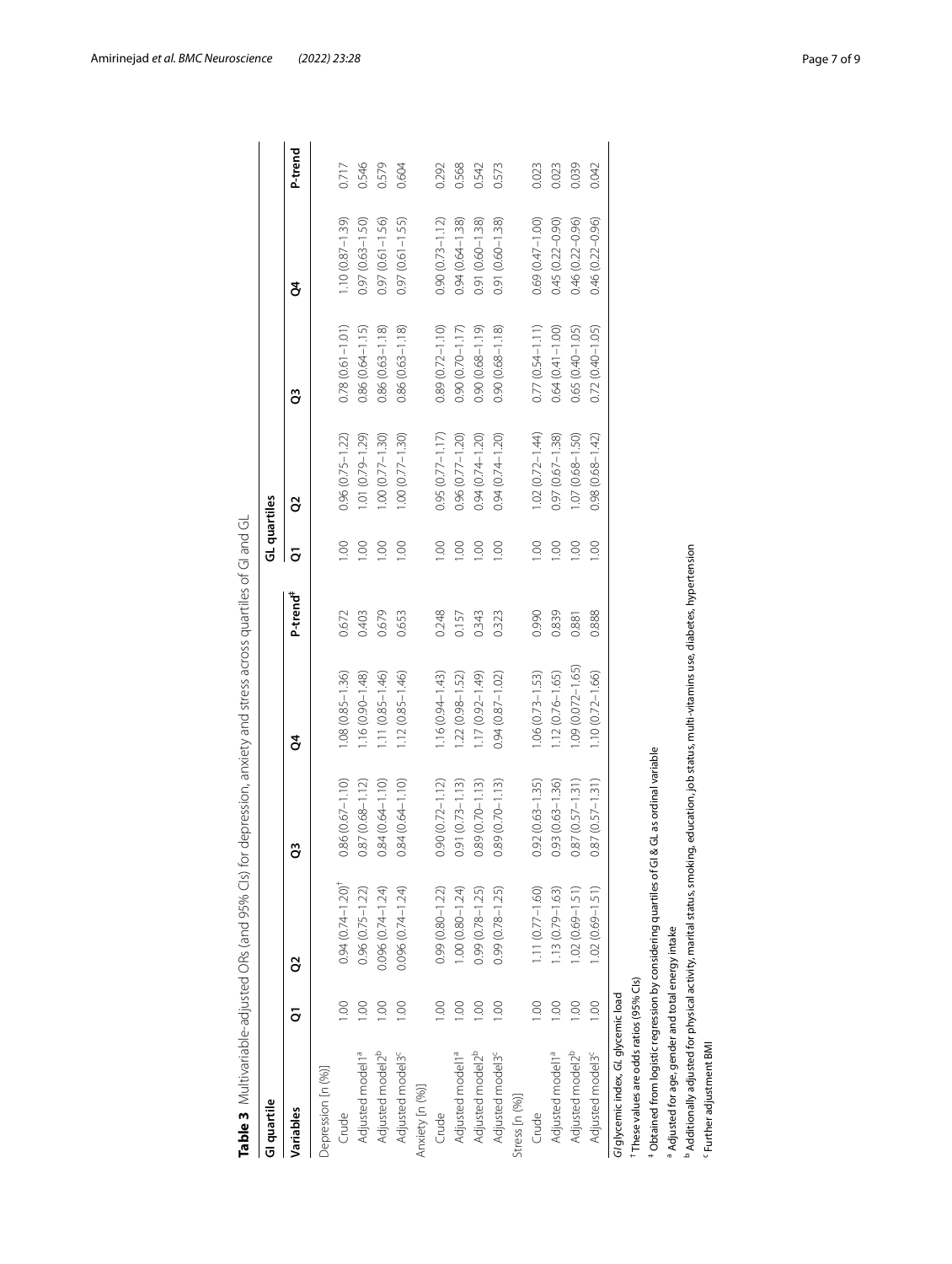**Table 3** Multivariable-adjusted ORs (and 95% CIs) for depression, anxiety and stress across quartiles of GI and GL

| GI quartile | | | | | | GL quartiles | | | | |
|---|---|---|---|---|---|---|---|---|---|---|
| Variables | Q1 | Q2 | Q3 | Q4 | P-trend[‡] | Q1 | Q2 | Q3 | Q4 | P-trend |
| Depression [n (%)] | | | | | | | | | | |
| Crude | 1.00 | 0.94 (0.74–1.20)[†] | 0.86 (0.67–1.10) | 1.08 (0.85–1.36) | 0.672 | 1.00 | 0.96 (0.75–1.22) | 0.78 (0.61–1.01) | 1.10 (0.87–1.39) | 0.717 |
| Adjusted model1[a] | 1.00 | 0.96 (0.75–1.22) | 0.87 (0.68–1.12) | 1.16 (0.90–1.48) | 0.403 | 1.00 | 1.01 (0.79–1.29) | 0.86 (0.64–1.15) | 0.97 (0.63–1.50) | 0.546 |
| Adjusted model2[b] | 1.00 | 0.096 (0.74–1.24) | 0.84 (0.64–1.10) | 1.11 (0.85–1.46) | 0.679 | 1.00 | 1.00 (0.77–1.30) | 0.86 (0.63–1.18) | 0.97 (0.61–1.56) | 0.579 |
| Adjusted model3[c] | 1.00 | 0.096 (0.74–1.24) | 0.84 (0.64–1.10) | 1.12 (0.85–1.46) | 0.653 | 1.00 | 1.00 (0.77–1.30) | 0.86 (0.63–1.18) | 0.97 (0.61–1.55) | 0.604 |
| Anxiety [n (%)] | | | | | | | | | | |
| Crude | 1.00 | 0.99 (0.80–1.22) | 0.90 (0.72–1.12) | 1.16 (0.94–1.43) | 0.248 | 1.00 | 0.95 (0.77–1.17) | 0.89 (0.72–1.10) | 0.90 (0.73–1.12) | 0.292 |
| Adjusted model1[a] | 1.00 | 1.00 (0.80–1.24) | 0.91 (0.73–1.13) | 1.22 (0.98–1.52) | 0.157 | 1.00 | 0.96 (0.77–1.20) | 0.90 (0.70–1.17) | 0.94 (0.64–1.38) | 0.568 |
| Adjusted model2[b] | 1.00 | 0.99 (0.78–1.25) | 0.89 (0.70–1.13) | 1.17 (0.92–1.49) | 0.343 | 1.00 | 0.94 (0.74–1.20) | 0.90 (0.68–1.19) | 0.91 (0.60–1.38) | 0.542 |
| Adjusted model3[c] | 1.00 | 0.99 (0.78–1.25) | 0.89 (0.70–1.13) | 0.94 (0.87–1.02) | 0.323 | 1.00 | 0.94 (0.74–1.20) | 0.90 (0.68–1.18) | 0.91 (0.60–1.38) | 0.573 |
| Stress [n (%)] | | | | | | | | | | |
| Crude | 1.00 | 1.11 (0.77–1.60) | 0.92 (0.63–1.35) | 1.06 (0.73–1.53) | 0.990 | 1.00 | 1.02 (0.72–1.44) | 0.77 (0.54–1.11) | 0.69 (0.47–1.00) | 0.023 |
| Adjusted model1[a] | 1.00 | 1.13 (0.79–1.63) | 0.93 (0.63–1.36) | 1.12 (0.76–1.65) | 0.839 | 1.00 | 0.97 (0.67–1.38) | 0.64 (0.41–1.00) | 0.45 (0.22–0.90) | 0.023 |
| Adjusted model2[b] | 1.00 | 1.02 (0.69–1.51) | 0.87 (0.57–1.31) | 1.09 (0.072–1.65) | 0.881 | 1.00 | 1.07 (0.68–1.50) | 0.65 (0.40–1.05) | 0.46 (0.22–0.96) | 0.039 |
| Adjusted model3[c] | 1.00 | 1.02 (0.69–1.51) | 0.87 (0.57–1.31) | 1.10 (0.72–1.66) | 0.888 | 1.00 | 0.98 (0.68–1.42) | 0.72 (0.40–1.05) | 0.46 (0.22–0.96) | 0.042 |

*GI* glycemic index, *GL* glycemic load

[†] These values are odds ratios (95% CIs)

[‡] Obtained from logistic regression by considering quartiles of GI & GL as ordinal variable

[a] Adjusted for age, gender and total energy intake

[b] Additionally adjusted for physical activity, marital status, smoking, education, job status, multi-vitamins use, diabetes, hypertension

[c] Further adjustment BMI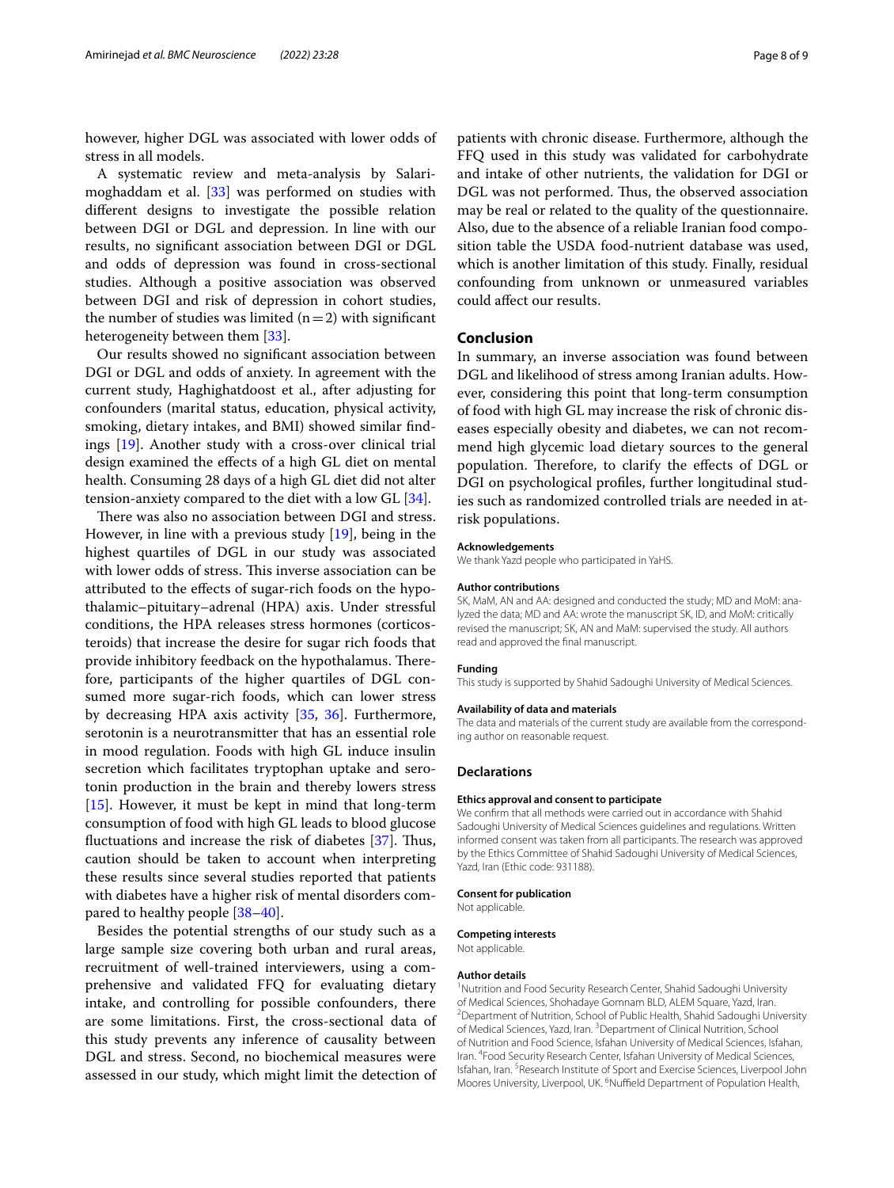however, higher DGL was associated with lower odds of stress in all models.

A systematic review and meta-analysis by Salari-moghaddam et al. [33] was performed on studies with different designs to investigate the possible relation between DGI or DGL and depression. In line with our results, no significant association between DGI or DGL and odds of depression was found in cross-sectional studies. Although a positive association was observed between DGI and risk of depression in cohort studies, the number of studies was limited ($n=2$) with significant heterogeneity between them [33].

Our results showed no significant association between DGI or DGL and odds of anxiety. In agreement with the current study, Haghighatdoost et al., after adjusting for confounders (marital status, education, physical activity, smoking, dietary intakes, and BMI) showed similar findings [19]. Another study with a cross-over clinical trial design examined the effects of a high GL diet on mental health. Consuming 28 days of a high GL diet did not alter tension-anxiety compared to the diet with a low GL [34].

There was also no association between DGI and stress. However, in line with a previous study [19], being in the highest quartiles of DGL in our study was associated with lower odds of stress. This inverse association can be attributed to the effects of sugar-rich foods on the hypothalamic–pituitary–adrenal (HPA) axis. Under stressful conditions, the HPA releases stress hormones (corticosteroids) that increase the desire for sugar rich foods that provide inhibitory feedback on the hypothalamus. Therefore, participants of the higher quartiles of DGL consumed more sugar-rich foods, which can lower stress by decreasing HPA axis activity [35, 36]. Furthermore, serotonin is a neurotransmitter that has an essential role in mood regulation. Foods with high GL induce insulin secretion which facilitates tryptophan uptake and serotonin production in the brain and thereby lowers stress [15]. However, it must be kept in mind that long-term consumption of food with high GL leads to blood glucose fluctuations and increase the risk of diabetes [37]. Thus, caution should be taken to account when interpreting these results since several studies reported that patients with diabetes have a higher risk of mental disorders compared to healthy people [38–40].

Besides the potential strengths of our study such as a large sample size covering both urban and rural areas, recruitment of well-trained interviewers, using a comprehensive and validated FFQ for evaluating dietary intake, and controlling for possible confounders, there are some limitations. First, the cross-sectional data of this study prevents any inference of causality between DGL and stress. Second, no biochemical measures were assessed in our study, which might limit the detection of patients with chronic disease. Furthermore, although the FFQ used in this study was validated for carbohydrate and intake of other nutrients, the validation for DGI or DGL was not performed. Thus, the observed association may be real or related to the quality of the questionnaire. Also, due to the absence of a reliable Iranian food composition table the USDA food-nutrient database was used, which is another limitation of this study. Finally, residual confounding from unknown or unmeasured variables could affect our results.

## Conclusion

In summary, an inverse association was found between DGL and likelihood of stress among Iranian adults. However, considering this point that long-term consumption of food with high GL may increase the risk of chronic diseases especially obesity and diabetes, we can not recommend high glycemic load dietary sources to the general population. Therefore, to clarify the effects of DGL or DGI on psychological profiles, further longitudinal studies such as randomized controlled trials are needed in at-risk populations.

#### Acknowledgements

We thank Yazd people who participated in YaHS.

#### Author contributions

SK, MaM, AN and AA: designed and conducted the study; MD and MoM: analyzed the data; MD and AA: wrote the manuscript SK, ID, and MoM: critically revised the manuscript; SK, AN and MaM: supervised the study. All authors read and approved the final manuscript.

#### Funding

This study is supported by Shahid Sadoughi University of Medical Sciences.

#### Availability of data and materials

The data and materials of the current study are available from the corresponding author on reasonable request.

### Declarations

#### Ethics approval and consent to participate

We confirm that all methods were carried out in accordance with Shahid Sadoughi University of Medical Sciences guidelines and regulations. Written informed consent was taken from all participants. The research was approved by the Ethics Committee of Shahid Sadoughi University of Medical Sciences, Yazd, Iran (Ethic code: 931188).

#### Consent for publication

Not applicable.

#### Competing interests

Not applicable.

#### Author details

[1] Nutrition and Food Security Research Center, Shahid Sadoughi University of Medical Sciences, Shohadaye Gomnam BLD, ALEM Square, Yazd, Iran. [2] Department of Nutrition, School of Public Health, Shahid Sadoughi University of Medical Sciences, Yazd, Iran. [3] Department of Clinical Nutrition, School of Nutrition and Food Science, Isfahan University of Medical Sciences, Isfahan, Iran. [4] Food Security Research Center, Isfahan University of Medical Sciences, Isfahan, Iran. [5] Research Institute of Sport and Exercise Sciences, Liverpool John Moores University, Liverpool, UK. [6] Nuffield Department of Population Health,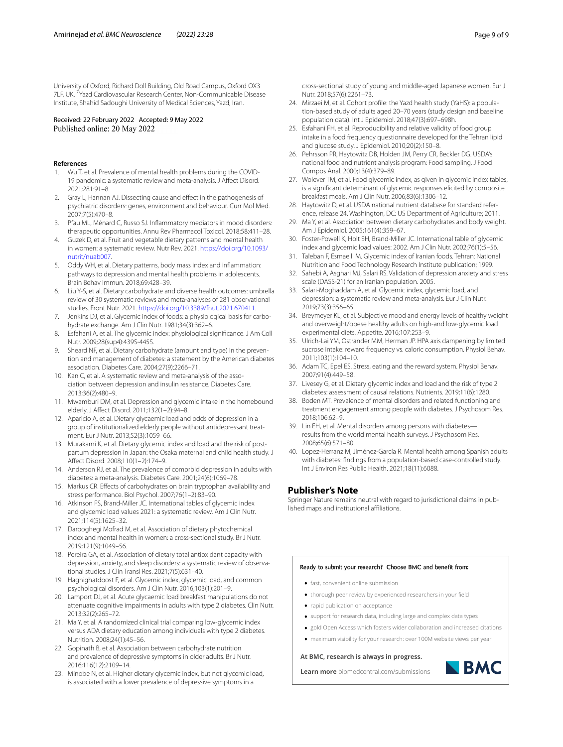University of Oxford, Richard Doll Building, Old Road Campus, Oxford OX3 7LF, UK. [7] Yazd Cardiovascular Research Center, Non-Communicable Disease Institute, Shahid Sadoughi University of Medical Sciences, Yazd, Iran.

Received: 22 February 2022 Accepted: 9 May 2022
Published online: 20 May 2022

### References

1. Wu T, et al. Prevalence of mental health problems during the COVID-19 pandemic: a systematic review and meta-analysis. J Affect Disord. 2021;281:91–8.
2. Gray L, Hannan AJ. Dissecting cause and effect in the pathogenesis of psychiatric disorders: genes, environment and behaviour. Curr Mol Med. 2007;7(5):470–8.
3. Pfau ML, Ménard C, Russo SJ. Inflammatory mediators in mood disorders: therapeutic opportunities. Annu Rev Pharmacol Toxicol. 2018;58:411–28.
4. Guzek D, et al. Fruit and vegetable dietary patterns and mental health in women: a systematic review. Nutr Rev. 2021. https://doi.org/10.1093/nutrit/nuab007.
5. Oddy WH, et al. Dietary patterns, body mass index and inflammation: pathways to depression and mental health problems in adolescents. Brain Behav Immun. 2018;69:428–39.
6. Liu Y-S, et al. Dietary carbohydrate and diverse health outcomes: umbrella review of 30 systematic reviews and meta-analyses of 281 observational studies. Front Nutr. 2021. https://doi.org/10.3389/fnut.2021.670411.
7. Jenkins DJ, et al. Glycemic index of foods: a physiological basis for carbohydrate exchange. Am J Clin Nutr. 1981;34(3):362–6.
8. Esfahani A, et al. The glycemic index: physiological significance. J Am Coll Nutr. 2009;28(sup4):439S-445S.
9. Sheard NF, et al. Dietary carbohydrate (amount and type) in the prevention and management of diabetes: a statement by the American diabetes association. Diabetes Care. 2004;27(9):2266–71.
10. Kan C, et al. A systematic review and meta-analysis of the association between depression and insulin resistance. Diabetes Care. 2013;36(2):480–9.
11. Mwamburi DM, et al. Depression and glycemic intake in the homebound elderly. J Affect Disord. 2011;132(1–2):94–8.
12. Aparicio A, et al. Dietary glycaemic load and odds of depression in a group of institutionalized elderly people without antidepressant treatment. Eur J Nutr. 2013;52(3):1059–66.
13. Murakami K, et al. Dietary glycemic index and load and the risk of postpartum depression in Japan: the Osaka maternal and child health study. J Affect Disord. 2008;110(1–2):174–9.
14. Anderson RJ, et al. The prevalence of comorbid depression in adults with diabetes: a meta-analysis. Diabetes Care. 2001;24(6):1069–78.
15. Markus CR. Effects of carbohydrates on brain tryptophan availability and stress performance. Biol Psychol. 2007;76(1–2):83–90.
16. Atkinson FS, Brand-Miller JC. International tables of glycemic index and glycemic load values 2021: a systematic review. Am J Clin Nutr. 2021;114(5):1625–32.
17. Darooghegi Mofrad M, et al. Association of dietary phytochemical index and mental health in women: a cross-sectional study. Br J Nutr. 2019;121(9):1049–56.
18. Pereira GA, et al. Association of dietary total antioxidant capacity with depression, anxiety, and sleep disorders: a systematic review of observational studies. J Clin Transl Res. 2021;7(5):631–40.
19. Haghighatdoost F, et al. Glycemic index, glycemic load, and common psychological disorders. Am J Clin Nutr. 2016;103(1):201–9.
20. Lamport DJ, et al. Acute glycaemic load breakfast manipulations do not attenuate cognitive impairments in adults with type 2 diabetes. Clin Nutr. 2013;32(2):265–72.
21. Ma Y, et al. A randomized clinical trial comparing low-glycemic index versus ADA dietary education among individuals with type 2 diabetes. Nutrition. 2008;24(1):45–56.
22. Gopinath B, et al. Association between carbohydrate nutrition and prevalence of depressive symptoms in older adults. Br J Nutr. 2016;116(12):2109–14.
23. Minobe N, et al. Higher dietary glycemic index, but not glycemic load, is associated with a lower prevalence of depressive symptoms in a cross-sectional study of young and middle-aged Japanese women. Eur J Nutr. 2018;57(6):2261–73.
24. Mirzaei M, et al. Cohort profile: the Yazd health study (YaHS): a population-based study of adults aged 20–70 years (study design and baseline population data). Int J Epidemiol. 2018;47(3):697–698h.
25. Esfahani FH, et al. Reproducibility and relative validity of food group intake in a food frequency questionnaire developed for the Tehran lipid and glucose study. J Epidemiol. 2010;20(2):150–8.
26. Pehrsson PR, Haytowitz DB, Holden JM, Perry CR, Beckler DG. USDA's national food and nutrient analysis program: Food sampling. J Food Compos Anal. 2000;13(4):379–89.
27. Wolever TM, et al. Food glycemic index, as given in glycemic index tables, is a significant determinant of glycemic responses elicited by composite breakfast meals. Am J Clin Nutr. 2006;83(6):1306–12.
28. Haytowitz D, et al. USDA national nutrient database for standard reference, release 24. Washington, DC: US Department of Agriculture; 2011.
29. Ma Y, et al. Association between dietary carbohydrates and body weight. Am J Epidemiol. 2005;161(4):359–67.
30. Foster-Powell K, Holt SH, Brand-Miller JC. International table of glycemic index and glycemic load values: 2002. Am J Clin Nutr. 2002;76(1):5–56.
31. Taleban F, Esmaeili M. Glycemic index of Iranian foods. Tehran: National Nutrition and Food Technology Research Institute publication; 1999.
32. Sahebi A, Asghari MJ, Salari RS. Validation of depression anxiety and stress scale (DASS-21) for an Iranian population. 2005.
33. Salari-Moghaddam A, et al. Glycemic index, glycemic load, and depression: a systematic review and meta-analysis. Eur J Clin Nutr. 2019;73(3):356–65.
34. Breymeyer KL, et al. Subjective mood and energy levels of healthy weight and overweight/obese healthy adults on high-and low-glycemic load experimental diets. Appetite. 2016;107:253–9.
35. Ulrich-Lai YM, Ostrander MM, Herman JP. HPA axis dampening by limited sucrose intake: reward frequency vs. caloric consumption. Physiol Behav. 2011;103(1):104–10.
36. Adam TC, Epel ES. Stress, eating and the reward system. Physiol Behav. 2007;91(4):449–58.
37. Livesey G, et al. Dietary glycemic index and load and the risk of type 2 diabetes: assessment of causal relations. Nutrients. 2019;11(6):1280.
38. Boden MT. Prevalence of mental disorders and related functioning and treatment engagement among people with diabetes. J Psychosom Res. 2018;106:62–9.
39. Lin EH, et al. Mental disorders among persons with diabetes—results from the world mental health surveys. J Psychosom Res. 2008;65(6):571–80.
40. Lopez-Herranz M, Jiménez-García R. Mental health among Spanish adults with diabetes: findings from a population-based case-controlled study. Int J Environ Res Public Health. 2021;18(11):6088.

## Publisher's Note

Springer Nature remains neutral with regard to jurisdictional claims in published maps and institutional affiliations.

Ready to submit your research? Choose BMC and benefit from:

- fast, convenient online submission
- thorough peer review by experienced researchers in your field
- rapid publication on acceptance
- support for research data, including large and complex data types
- gold Open Access which fosters wider collaboration and increased citations
- maximum visibility for your research: over 100M website views per year

**At BMC, research is always in progress.**

**Learn more** biomedcentral.com/submissions

BMC